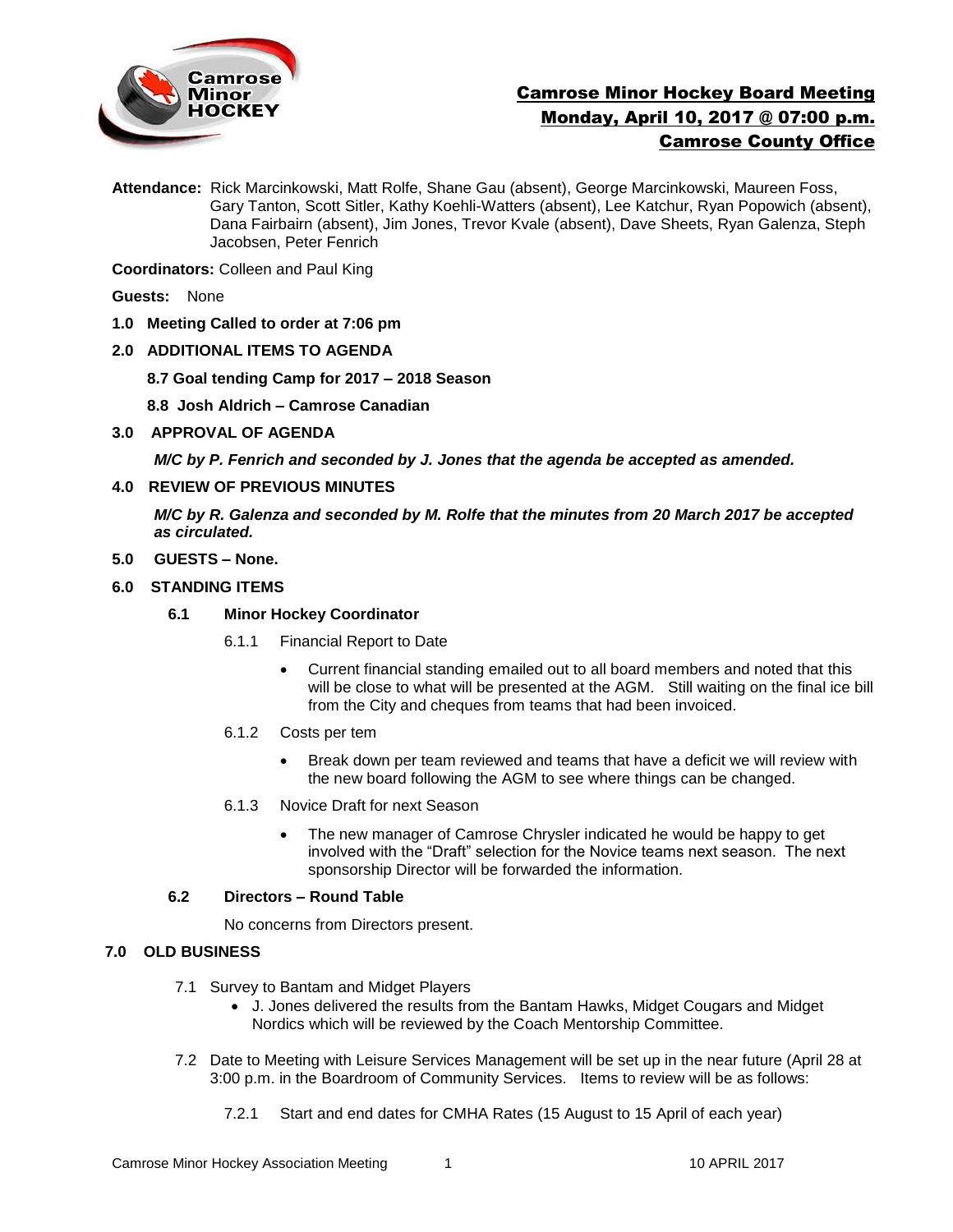# Camrose Minor Hockey Board Meeting
## Monday, April 10, 2017 @ 07:00 p.m.
## Camrose County Office

**Attendance:** Rick Marcinkowski, Matt Rolfe, Shane Gau (absent), George Marcinkowski, Maureen Foss, Gary Tanton, Scott Sitler, Kathy Koehli-Watters (absent), Lee Katchur, Ryan Popowich (absent), Dana Fairbairn (absent), Jim Jones, Trevor Kvale (absent), Dave Sheets, Ryan Galenza, Steph Jacobsen, Peter Fenrich

**Coordinators:** Colleen and Paul King

**Guests:** None

**1.0 Meeting Called to order at 7:06 pm**

**2.0 ADDITIONAL ITEMS TO AGENDA**

**8.7 Goal tending Camp for 2017 – 2018 Season**

**8.8 Josh Aldrich – Camrose Canadian**

**3.0 APPROVAL OF AGENDA**

***M/C by P. Fenrich and seconded by J. Jones that the agenda be accepted as amended.***

**4.0 REVIEW OF PREVIOUS MINUTES**

***M/C by R. Galenza and seconded by M. Rolfe that the minutes from 20 March 2017 be accepted as circulated.***

**5.0 GUESTS – None.**

**6.0 STANDING ITEMS**

**6.1 Minor Hockey Coordinator**

6.1.1 Financial Report to Date

- Current financial standing emailed out to all board members and noted that this will be close to what will be presented at the AGM. Still waiting on the final ice bill from the City and cheques from teams that had been invoiced.

6.1.2 Costs per tem

- Break down per team reviewed and teams that have a deficit we will review with the new board following the AGM to see where things can be changed.

6.1.3 Novice Draft for next Season

- The new manager of Camrose Chrysler indicated he would be happy to get involved with the "Draft" selection for the Novice teams next season. The next sponsorship Director will be forwarded the information.

**6.2 Directors – Round Table**

No concerns from Directors present.

**7.0 OLD BUSINESS**

7.1 Survey to Bantam and Midget Players

- J. Jones delivered the results from the Bantam Hawks, Midget Cougars and Midget Nordics which will be reviewed by the Coach Mentorship Committee.

7.2 Date to Meeting with Leisure Services Management will be set up in the near future (April 28 at 3:00 p.m. in the Boardroom of Community Services. Items to review will be as follows:

7.2.1 Start and end dates for CMHA Rates (15 August to 15 April of each year)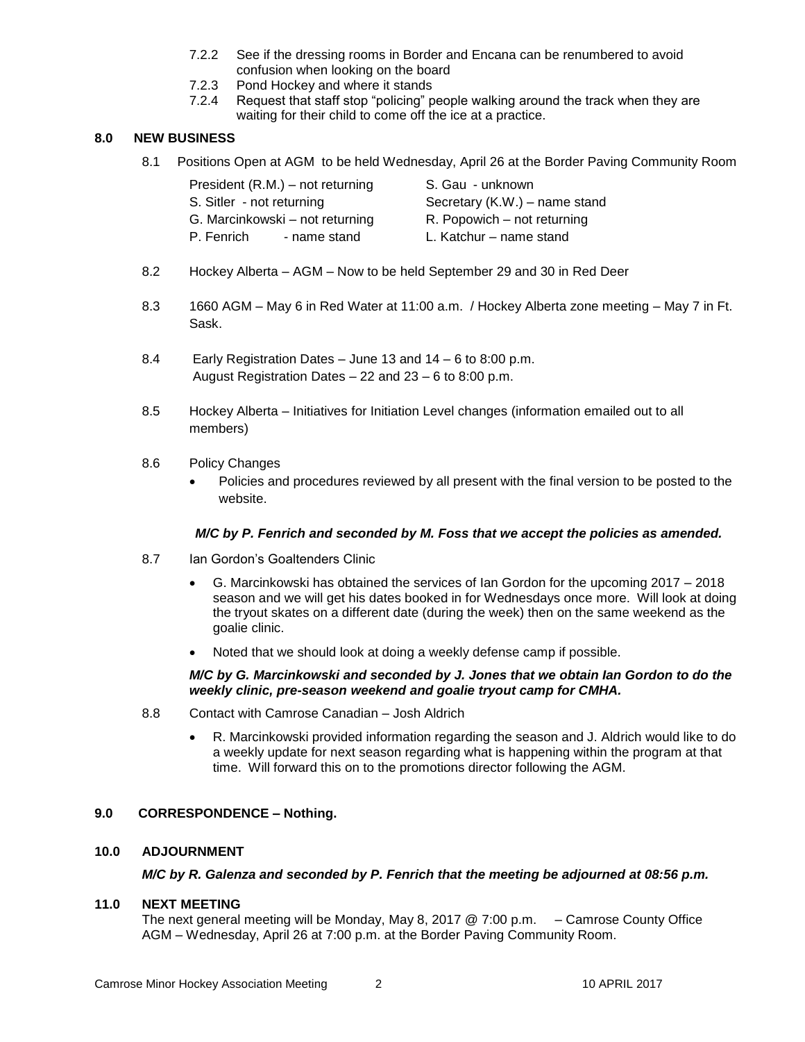7.2.2 See if the dressing rooms in Border and Encana can be renumbered to avoid confusion when looking on the board

7.2.3 Pond Hockey and where it stands

7.2.4 Request that staff stop "policing" people walking around the track when they are waiting for their child to come off the ice at a practice.

## 8.0 NEW BUSINESS

8.1 Positions Open at AGM to be held Wednesday, April 26 at the Border Paving Community Room

| | |
|---|---|
| President (R.M.) – not returning | S. Gau - unknown |
| S. Sitler - not returning | Secretary (K.W.) – name stand |
| G. Marcinkowski – not returning | R. Popowich – not returning |
| P. Fenrich - name stand | L. Katchur – name stand |

8.2 Hockey Alberta – AGM – Now to be held September 29 and 30 in Red Deer

8.3 1660 AGM – May 6 in Red Water at 11:00 a.m. / Hockey Alberta zone meeting – May 7 in Ft. Sask.

8.4 Early Registration Dates – June 13 and 14 – 6 to 8:00 p.m.
August Registration Dates – 22 and 23 – 6 to 8:00 p.m.

8.5 Hockey Alberta – Initiatives for Initiation Level changes (information emailed out to all members)

8.6 Policy Changes

- Policies and procedures reviewed by all present with the final version to be posted to the website.

***M/C by P. Fenrich and seconded by M. Foss that we accept the policies as amended.***

8.7 Ian Gordon's Goaltenders Clinic

- G. Marcinkowski has obtained the services of Ian Gordon for the upcoming 2017 – 2018 season and we will get his dates booked in for Wednesdays once more. Will look at doing the tryout skates on a different date (during the week) then on the same weekend as the goalie clinic.
- Noted that we should look at doing a weekly defense camp if possible.

***M/C by G. Marcinkowski and seconded by J. Jones that we obtain Ian Gordon to do the weekly clinic, pre-season weekend and goalie tryout camp for CMHA.***

8.8 Contact with Camrose Canadian – Josh Aldrich

- R. Marcinkowski provided information regarding the season and J. Aldrich would like to do a weekly update for next season regarding what is happening within the program at that time. Will forward this on to the promotions director following the AGM.

## 9.0 CORRESPONDENCE – Nothing.

## 10.0 ADJOURNMENT

***M/C by R. Galenza and seconded by P. Fenrich that the meeting be adjourned at 08:56 p.m.***

## 11.0 NEXT MEETING

The next general meeting will be Monday, May 8, 2017 @ 7:00 p.m. – Camrose County Office
AGM – Wednesday, April 26 at 7:00 p.m. at the Border Paving Community Room.